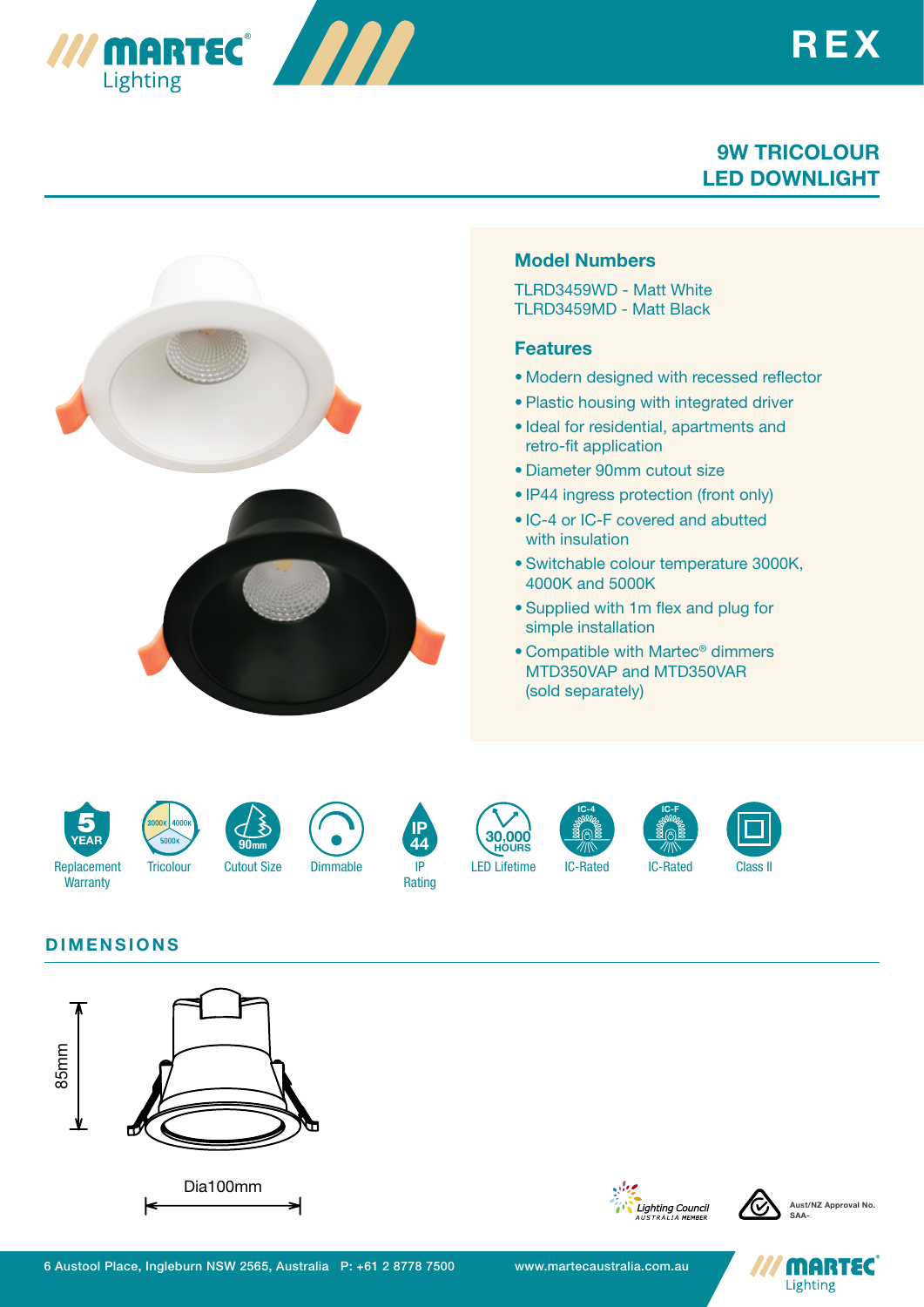# REX

## 9W TRICOLOUR LED DOWNLIGHT

### Model Numbers

TLRD3459WD - Matt White
TLRD3459MD - Matt Black

### Features

- Modern designed with recessed reflector
- Plastic housing with integrated driver
- Ideal for residential, apartments and retro-fit application
- Diameter 90mm cutout size
- IP44 ingress protection (front only)
- IC-4 or IC-F covered and abutted with insulation
- Switchable colour temperature 3000K, 4000K and 5000K
- Supplied with 1m flex and plug for simple installation
- Compatible with Martec® dimmers MTD350VAP and MTD350VAR (sold separately)

5 YEAR Replacement Warranty | Tricolour (3000K, 4000K, 5000K) | 90mm Cutout Size | Dimmable | IP44 IP Rating | 30,000 HOURS LED Lifetime | IC-4 IC-Rated | IC-F IC-Rated | Class II

## DIMENSIONS

85mm

Dia100mm

Lighting Council Australia Member

Aust/NZ Approval No. SAA-

6 Austool Place, Ingleburn NSW 2565, Australia P: +61 2 8778 7500 www.martecaustralia.com.au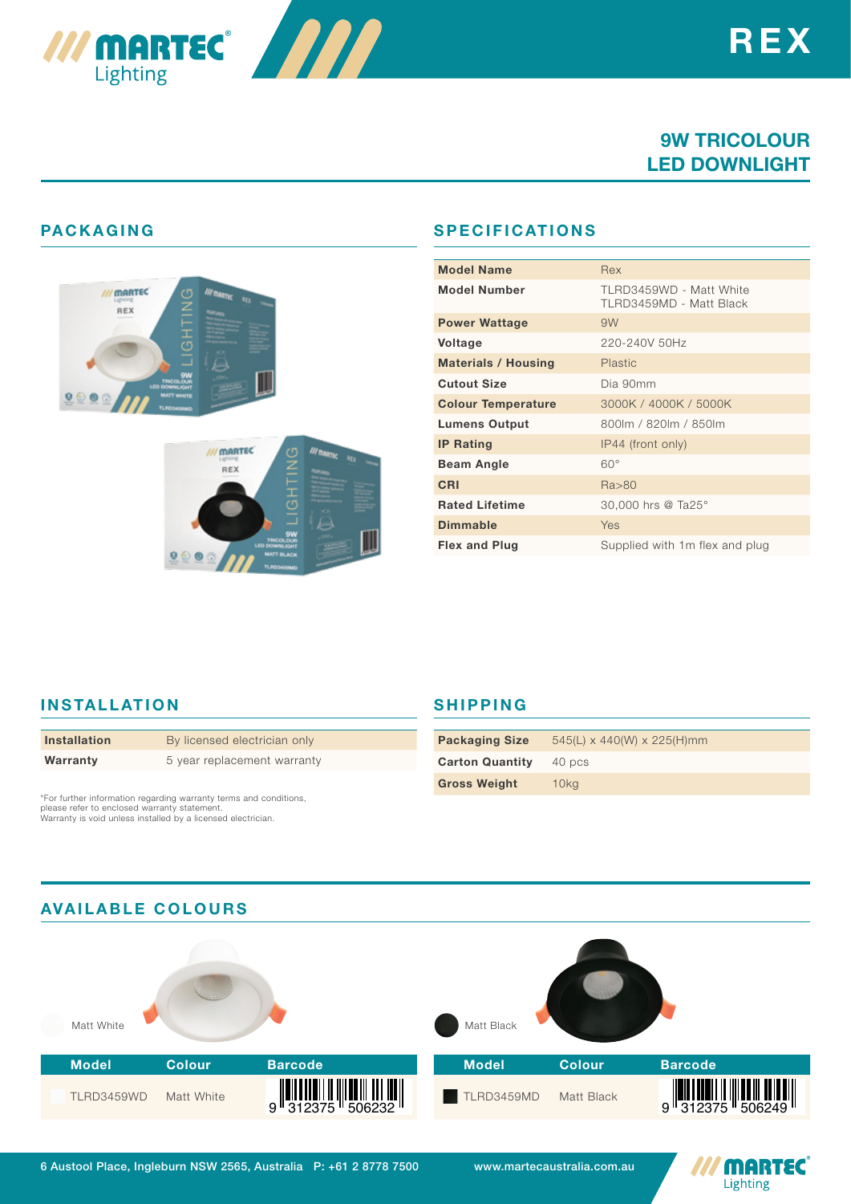# REX

## 9W TRICOLOUR LED DOWNLIGHT

## PACKAGING

## SPECIFICATIONS

| | |
|---|---|
| **Model Name** | Rex |
| **Model Number** | TLRD3459WD - Matt White<br>TLRD3459MD - Matt Black |
| **Power Wattage** | 9W |
| **Voltage** | 220-240V 50Hz |
| **Materials / Housing** | Plastic |
| **Cutout Size** | Dia 90mm |
| **Colour Temperature** | 3000K / 4000K / 5000K |
| **Lumens Output** | 800lm / 820lm / 850lm |
| **IP Rating** | IP44 (front only) |
| **Beam Angle** | 60° |
| **CRI** | Ra>80 |
| **Rated Lifetime** | 30,000 hrs @ Ta25° |
| **Dimmable** | Yes |
| **Flex and Plug** | Supplied with 1m flex and plug |

## INSTALLATION

| | |
|---|---|
| **Installation** | By licensed electrician only |
| **Warranty** | 5 year replacement warranty |

*For further information regarding warranty terms and conditions, please refer to enclosed warranty statement.
Warranty is void unless installed by a licensed electrician.

## SHIPPING

| | |
|---|---|
| **Packaging Size** | 545(L) x 440(W) x 225(H)mm |
| **Carton Quantity** | 40 pcs |
| **Gross Weight** | 10kg |

## AVAILABLE COLOURS

Matt White

| Model | Colour | Barcode |
|---|---|---|
| TLRD3459WD | Matt White | 9 312375 506232 |

Matt Black

| Model | Colour | Barcode |
|---|---|---|
| TLRD3459MD | Matt Black | 9 312375 506249 |

6 Austool Place, Ingleburn NSW 2565, Australia P: +61 2 8778 7500 www.martecaustralia.com.au